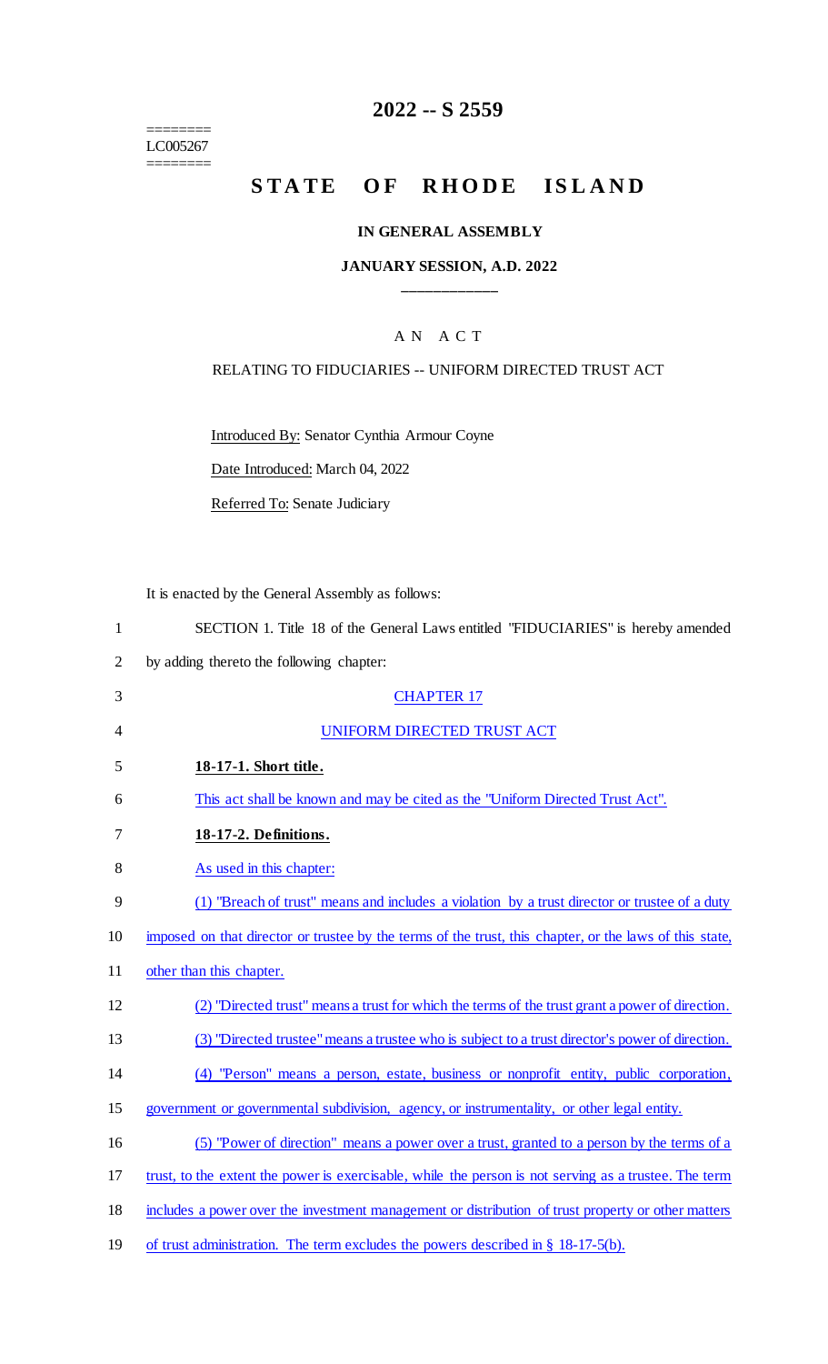========
LC005267
========

# 2022 -- S 2559

# STATE OF RHODE ISLAND

**IN GENERAL ASSEMBLY**

**JANUARY SESSION, A.D. 2022**

\_\_\_\_\_\_\_\_\_\_\_\_

A N A C T

RELATING TO FIDUCIARIES -- UNIFORM DIRECTED TRUST ACT

Introduced By: Senator Cynthia Armour Coyne

Date Introduced: March 04, 2022

Referred To: Senate Judiciary

It is enacted by the General Assembly as follows:

1 SECTION 1. Title 18 of the General Laws entitled "FIDUCIARIES" is hereby amended
2 by adding thereto the following chapter:

3 CHAPTER 17

4 UNIFORM DIRECTED TRUST ACT

5 **18-17-1. Short title.**

6 This act shall be known and may be cited as the "Uniform Directed Trust Act".

7 **18-17-2. Definitions.**

8 As used in this chapter:

9 (1) "Breach of trust" means and includes a violation by a trust director or trustee of a duty
10 imposed on that director or trustee by the terms of the trust, this chapter, or the laws of this state,
11 other than this chapter.

12 (2) "Directed trust" means a trust for which the terms of the trust grant a power of direction.

13 (3) "Directed trustee" means a trustee who is subject to a trust director's power of direction.

14 (4) "Person" means a person, estate, business or nonprofit entity, public corporation,
15 government or governmental subdivision, agency, or instrumentality, or other legal entity.

16 (5) "Power of direction" means a power over a trust, granted to a person by the terms of a
17 trust, to the extent the power is exercisable, while the person is not serving as a trustee. The term
18 includes a power over the investment management or distribution of trust property or other matters
19 of trust administration. The term excludes the powers described in § 18-17-5(b).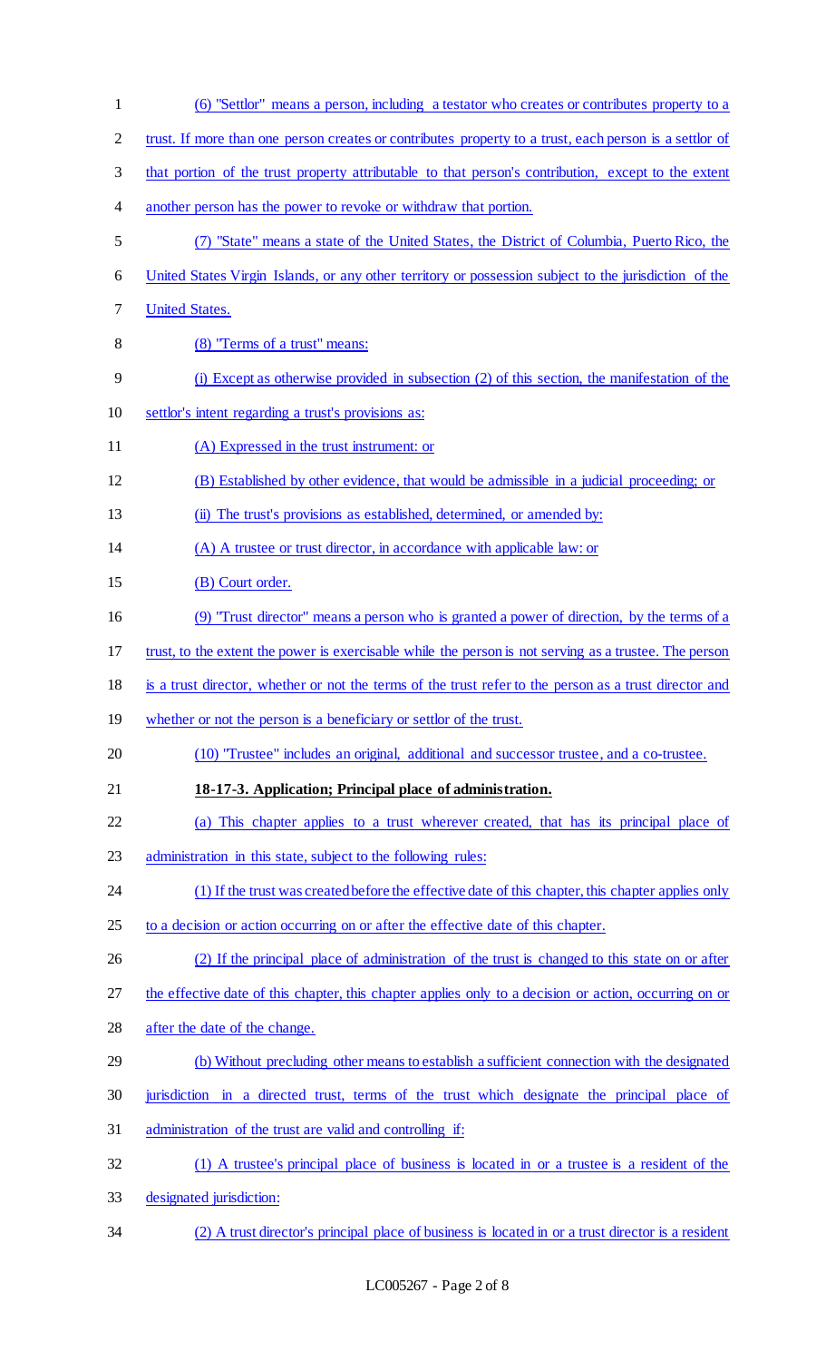(6) "Settlor" means a person, including a testator who creates or contributes property to a trust. If more than one person creates or contributes property to a trust, each person is a settlor of that portion of the trust property attributable to that person's contribution, except to the extent another person has the power to revoke or withdraw that portion.

(7) "State" means a state of the United States, the District of Columbia, Puerto Rico, the United States Virgin Islands, or any other territory or possession subject to the jurisdiction of the United States.

(8) "Terms of a trust" means:

(i) Except as otherwise provided in subsection (2) of this section, the manifestation of the settlor's intent regarding a trust's provisions as:

(A) Expressed in the trust instrument: or

(B) Established by other evidence, that would be admissible in a judicial proceeding; or

(ii) The trust's provisions as established, determined, or amended by:

(A) A trustee or trust director, in accordance with applicable law: or

(B) Court order.

(9) "Trust director" means a person who is granted a power of direction, by the terms of a trust, to the extent the power is exercisable while the person is not serving as a trustee. The person is a trust director, whether or not the terms of the trust refer to the person as a trust director and whether or not the person is a beneficiary or settlor of the trust.

(10) "Trustee" includes an original, additional and successor trustee, and a co-trustee.

**18-17-3. Application; Principal place of administration.**

(a) This chapter applies to a trust wherever created, that has its principal place of administration in this state, subject to the following rules:

(1) If the trust was created before the effective date of this chapter, this chapter applies only to a decision or action occurring on or after the effective date of this chapter.

(2) If the principal place of administration of the trust is changed to this state on or after the effective date of this chapter, this chapter applies only to a decision or action, occurring on or after the date of the change.

(b) Without precluding other means to establish a sufficient connection with the designated jurisdiction in a directed trust, terms of the trust which designate the principal place of administration of the trust are valid and controlling if:

(1) A trustee's principal place of business is located in or a trustee is a resident of the designated jurisdiction:

(2) A trust director's principal place of business is located in or a trust director is a resident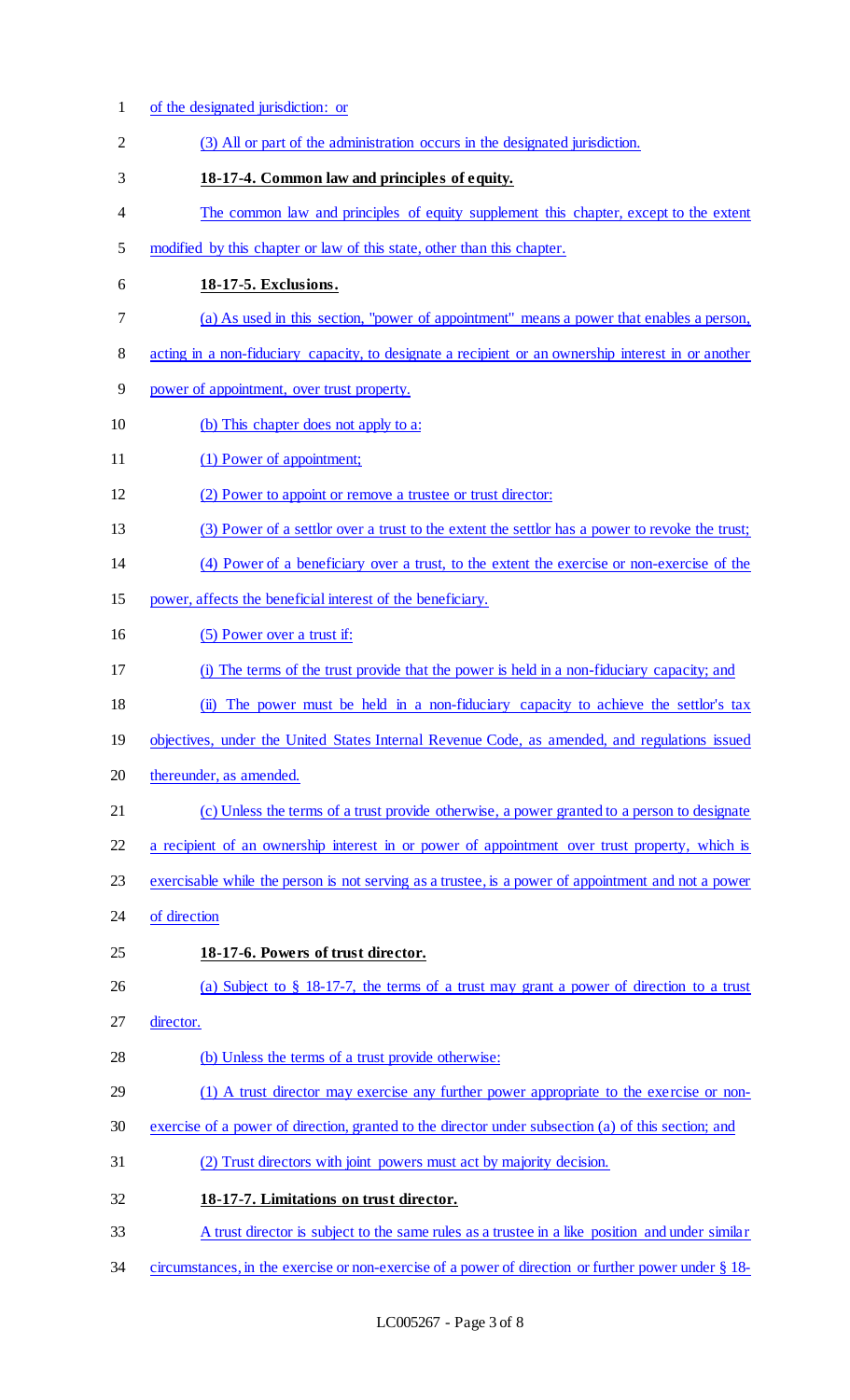of the designated jurisdiction: or

(3) All or part of the administration occurs in the designated jurisdiction.

**18-17-4. Common law and principles of equity.**

The common law and principles of equity supplement this chapter, except to the extent modified by this chapter or law of this state, other than this chapter.

**18-17-5. Exclusions.**

(a) As used in this section, "power of appointment" means a power that enables a person, acting in a non-fiduciary capacity, to designate a recipient or an ownership interest in or another power of appointment, over trust property.

(b) This chapter does not apply to a:

(1) Power of appointment;

(2) Power to appoint or remove a trustee or trust director:

(3) Power of a settlor over a trust to the extent the settlor has a power to revoke the trust;

(4) Power of a beneficiary over a trust, to the extent the exercise or non-exercise of the power, affects the beneficial interest of the beneficiary.

(5) Power over a trust if:

(i) The terms of the trust provide that the power is held in a non-fiduciary capacity; and

(ii) The power must be held in a non-fiduciary capacity to achieve the settlor's tax objectives, under the United States Internal Revenue Code, as amended, and regulations issued thereunder, as amended.

(c) Unless the terms of a trust provide otherwise, a power granted to a person to designate a recipient of an ownership interest in or power of appointment over trust property, which is exercisable while the person is not serving as a trustee, is a power of appointment and not a power of direction

**18-17-6. Powers of trust director.**

(a) Subject to § 18-17-7, the terms of a trust may grant a power of direction to a trust director.

(b) Unless the terms of a trust provide otherwise:

(1) A trust director may exercise any further power appropriate to the exercise or non-exercise of a power of direction, granted to the director under subsection (a) of this section; and

(2) Trust directors with joint powers must act by majority decision.

**18-17-7. Limitations on trust director.**

A trust director is subject to the same rules as a trustee in a like position and under similar circumstances, in the exercise or non-exercise of a power of direction or further power under § 18-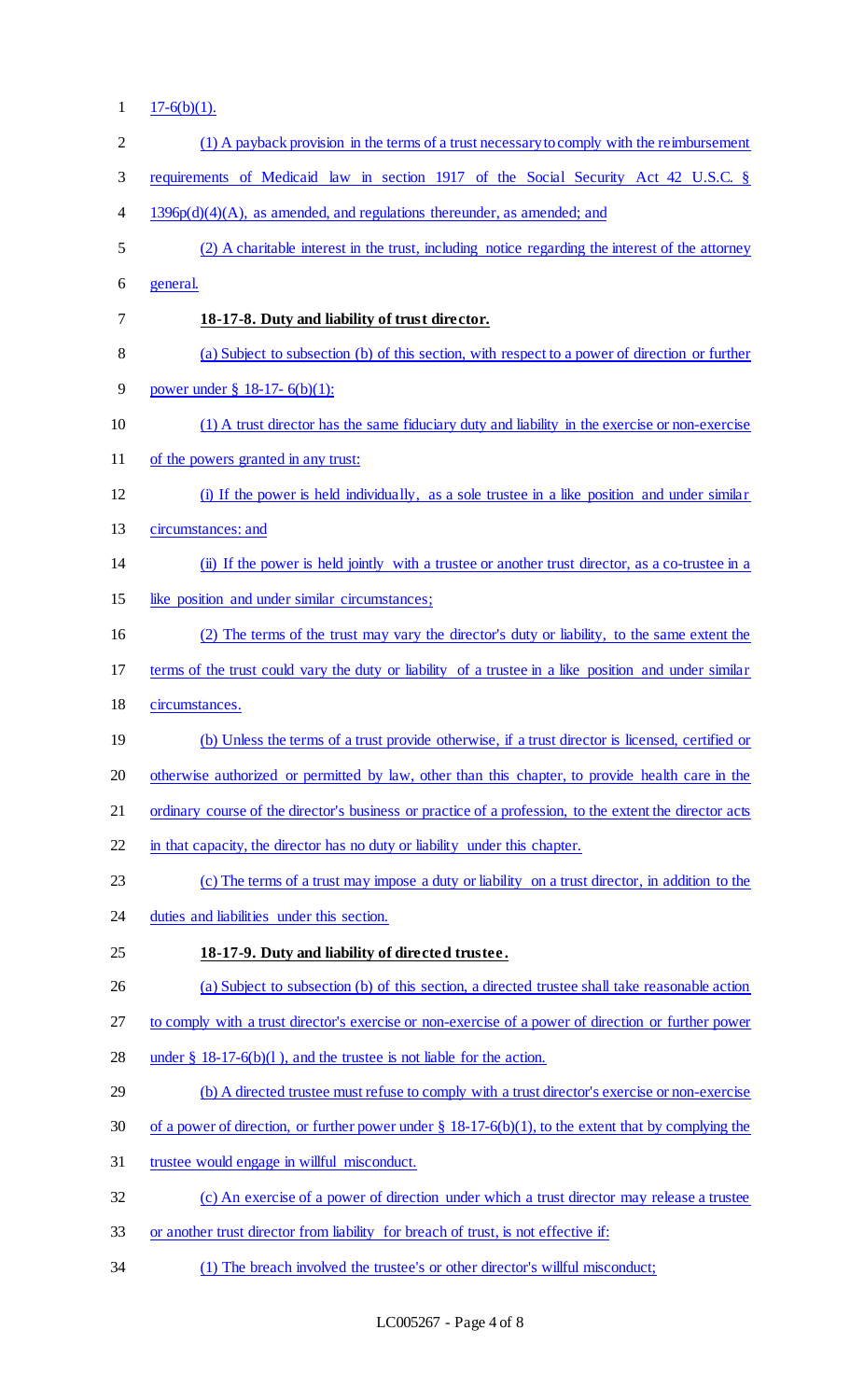17-6(b)(1).

(1) A payback provision in the terms of a trust necessary to comply with the reimbursement requirements of Medicaid law in section 1917 of the Social Security Act 42 U.S.C. § 1396p(d)(4)(A), as amended, and regulations thereunder, as amended; and

(2) A charitable interest in the trust, including notice regarding the interest of the attorney general.

**18-17-8. Duty and liability of trust director.**

(a) Subject to subsection (b) of this section, with respect to a power of direction or further power under § 18-17- 6(b)(1):

(1) A trust director has the same fiduciary duty and liability in the exercise or non-exercise of the powers granted in any trust:

(i) If the power is held individually, as a sole trustee in a like position and under similar circumstances: and

(ii) If the power is held jointly with a trustee or another trust director, as a co-trustee in a like position and under similar circumstances;

(2) The terms of the trust may vary the director's duty or liability, to the same extent the terms of the trust could vary the duty or liability of a trustee in a like position and under similar circumstances.

(b) Unless the terms of a trust provide otherwise, if a trust director is licensed, certified or otherwise authorized or permitted by law, other than this chapter, to provide health care in the ordinary course of the director's business or practice of a profession, to the extent the director acts in that capacity, the director has no duty or liability under this chapter.

(c) The terms of a trust may impose a duty or liability on a trust director, in addition to the duties and liabilities under this section.

**18-17-9. Duty and liability of directed trustee.**

(a) Subject to subsection (b) of this section, a directed trustee shall take reasonable action to comply with a trust director's exercise or non-exercise of a power of direction or further power under § 18-17-6(b)(1), and the trustee is not liable for the action.

(b) A directed trustee must refuse to comply with a trust director's exercise or non-exercise of a power of direction, or further power under § 18-17-6(b)(1), to the extent that by complying the trustee would engage in willful misconduct.

(c) An exercise of a power of direction under which a trust director may release a trustee or another trust director from liability for breach of trust, is not effective if:

(1) The breach involved the trustee's or other director's willful misconduct;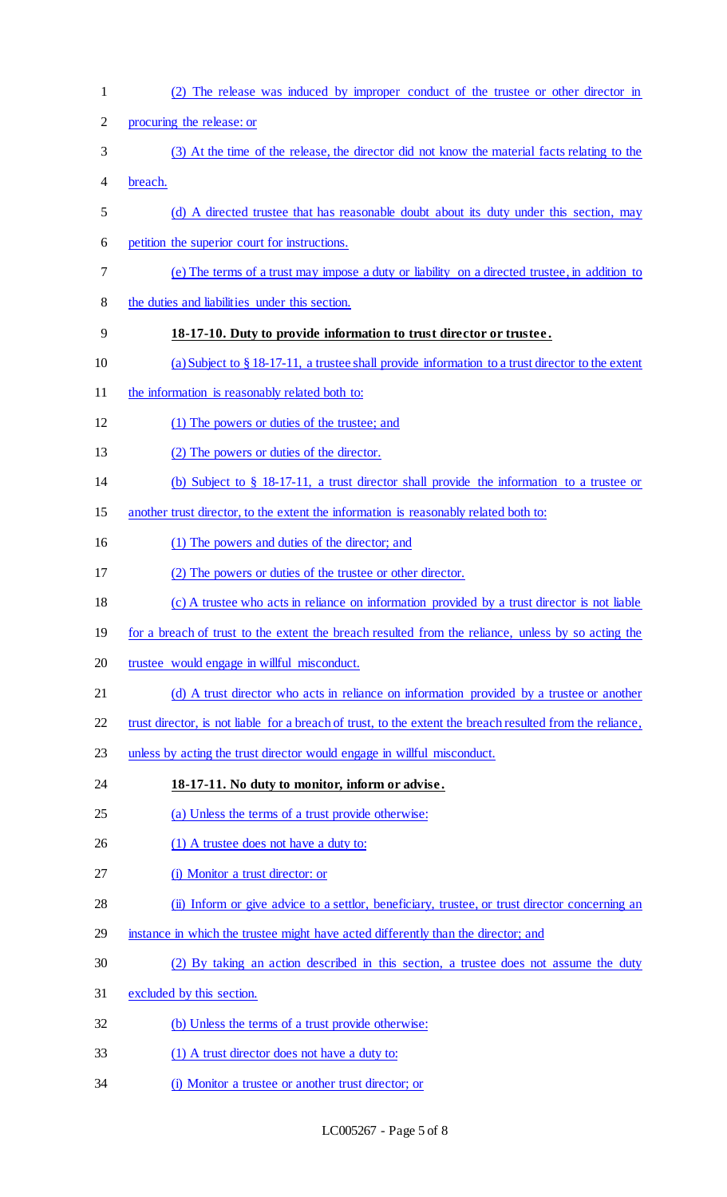(2) The release was induced by improper conduct of the trustee or other director in procuring the release: or

(3) At the time of the release, the director did not know the material facts relating to the breach.

(d) A directed trustee that has reasonable doubt about its duty under this section, may petition the superior court for instructions.

(e) The terms of a trust may impose a duty or liability on a directed trustee, in addition to the duties and liabilities under this section.

**18-17-10. Duty to provide information to trust director or trustee.**

(a) Subject to § 18-17-11, a trustee shall provide information to a trust director to the extent the information is reasonably related both to:

(1) The powers or duties of the trustee; and

(2) The powers or duties of the director.

(b) Subject to § 18-17-11, a trust director shall provide the information to a trustee or another trust director, to the extent the information is reasonably related both to:

(1) The powers and duties of the director; and

(2) The powers or duties of the trustee or other director.

(c) A trustee who acts in reliance on information provided by a trust director is not liable for a breach of trust to the extent the breach resulted from the reliance, unless by so acting the trustee would engage in willful misconduct.

(d) A trust director who acts in reliance on information provided by a trustee or another trust director, is not liable for a breach of trust, to the extent the breach resulted from the reliance, unless by acting the trust director would engage in willful misconduct.

**18-17-11. No duty to monitor, inform or advise.**

(a) Unless the terms of a trust provide otherwise:

(1) A trustee does not have a duty to:

(i) Monitor a trust director: or

(ii) Inform or give advice to a settlor, beneficiary, trustee, or trust director concerning an instance in which the trustee might have acted differently than the director; and

(2) By taking an action described in this section, a trustee does not assume the duty excluded by this section.

(b) Unless the terms of a trust provide otherwise:

(1) A trust director does not have a duty to:

(i) Monitor a trustee or another trust director; or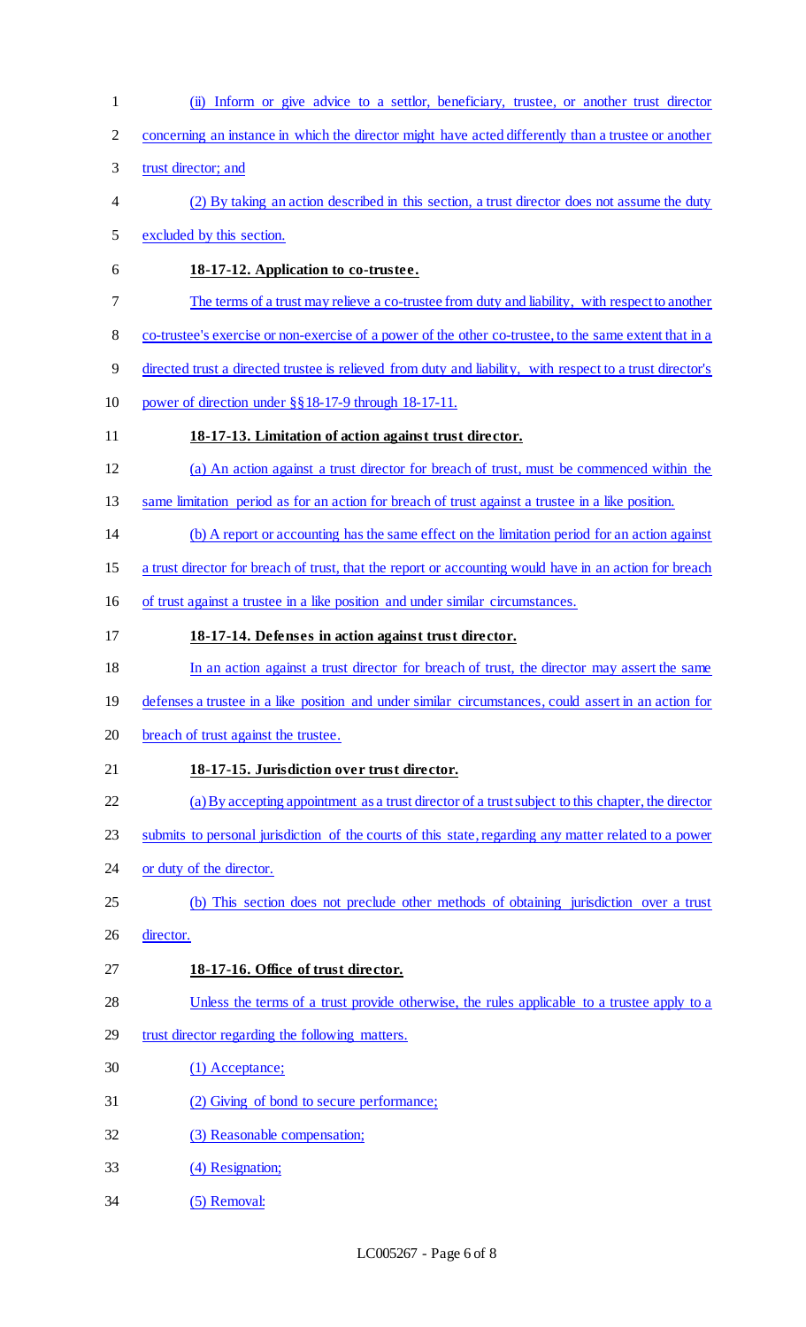(ii) Inform or give advice to a settlor, beneficiary, trustee, or another trust director concerning an instance in which the director might have acted differently than a trustee or another trust director; and

(2) By taking an action described in this section, a trust director does not assume the duty excluded by this section.

**18-17-12. Application to co-trustee.**

The terms of a trust may relieve a co-trustee from duty and liability, with respect to another co-trustee's exercise or non-exercise of a power of the other co-trustee, to the same extent that in a directed trust a directed trustee is relieved from duty and liability, with respect to a trust director's power of direction under §§18-17-9 through 18-17-11.

**18-17-13. Limitation of action against trust director.**

(a) An action against a trust director for breach of trust, must be commenced within the same limitation period as for an action for breach of trust against a trustee in a like position.

(b) A report or accounting has the same effect on the limitation period for an action against a trust director for breach of trust, that the report or accounting would have in an action for breach of trust against a trustee in a like position and under similar circumstances.

**18-17-14. Defenses in action against trust director.**

In an action against a trust director for breach of trust, the director may assert the same defenses a trustee in a like position and under similar circumstances, could assert in an action for breach of trust against the trustee.

**18-17-15. Jurisdiction over trust director.**

(a) By accepting appointment as a trust director of a trust subject to this chapter, the director submits to personal jurisdiction of the courts of this state, regarding any matter related to a power or duty of the director.

(b) This section does not preclude other methods of obtaining jurisdiction over a trust director.

**18-17-16. Office of trust director.**

Unless the terms of a trust provide otherwise, the rules applicable to a trustee apply to a trust director regarding the following matters.

(1) Acceptance;

(2) Giving of bond to secure performance;

(3) Reasonable compensation;

(4) Resignation;

(5) Removal;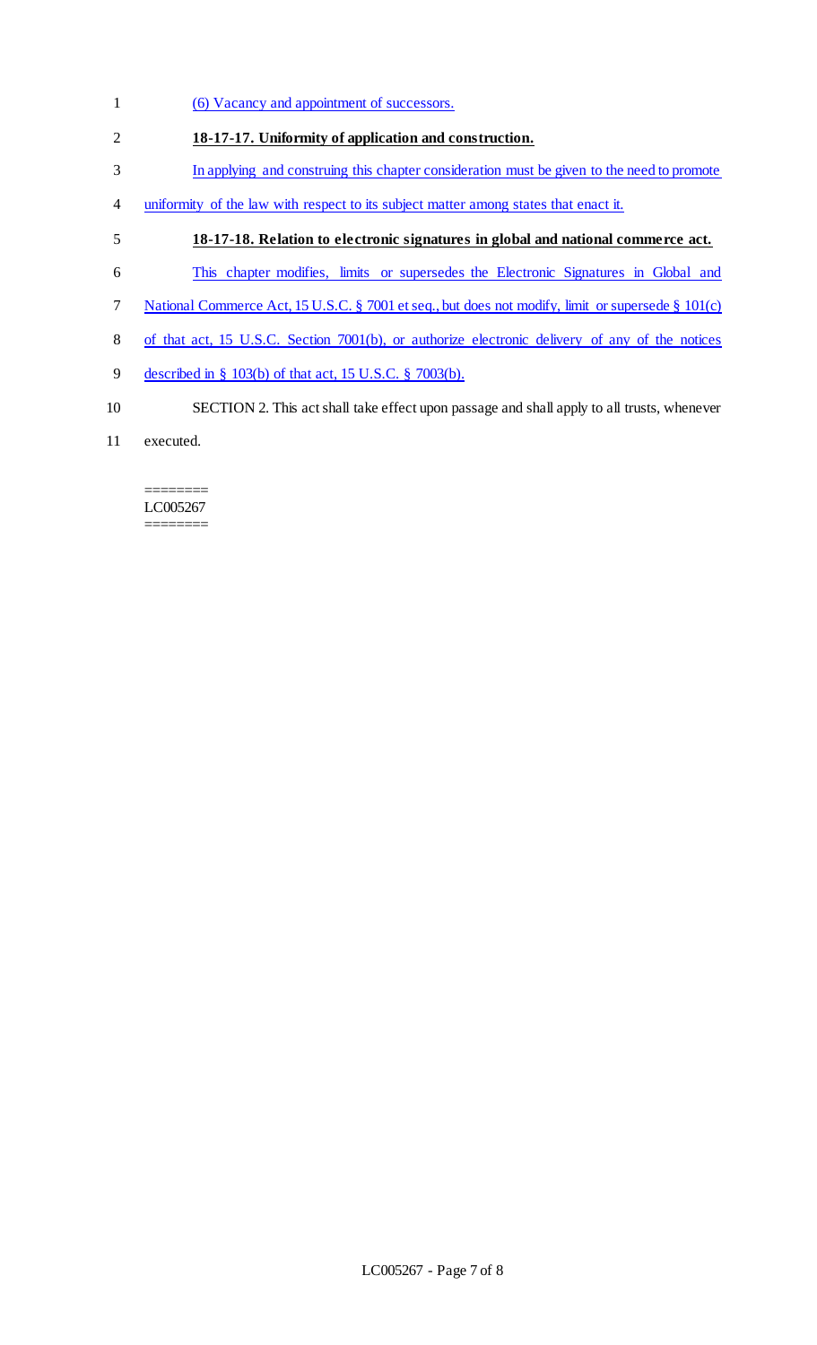(6) Vacancy and appointment of successors.

**18-17-17. Uniformity of application and construction.**

In applying and construing this chapter consideration must be given to the need to promote uniformity of the law with respect to its subject matter among states that enact it.

**18-17-18. Relation to electronic signatures in global and national commerce act.**

This chapter modifies, limits or supersedes the Electronic Signatures in Global and National Commerce Act, 15 U.S.C. § 7001 et seq., but does not modify, limit or supersede § 101(c) of that act, 15 U.S.C. Section 7001(b), or authorize electronic delivery of any of the notices described in § 103(b) of that act, 15 U.S.C. § 7003(b).

SECTION 2. This act shall take effect upon passage and shall apply to all trusts, whenever executed.

========
LC005267
========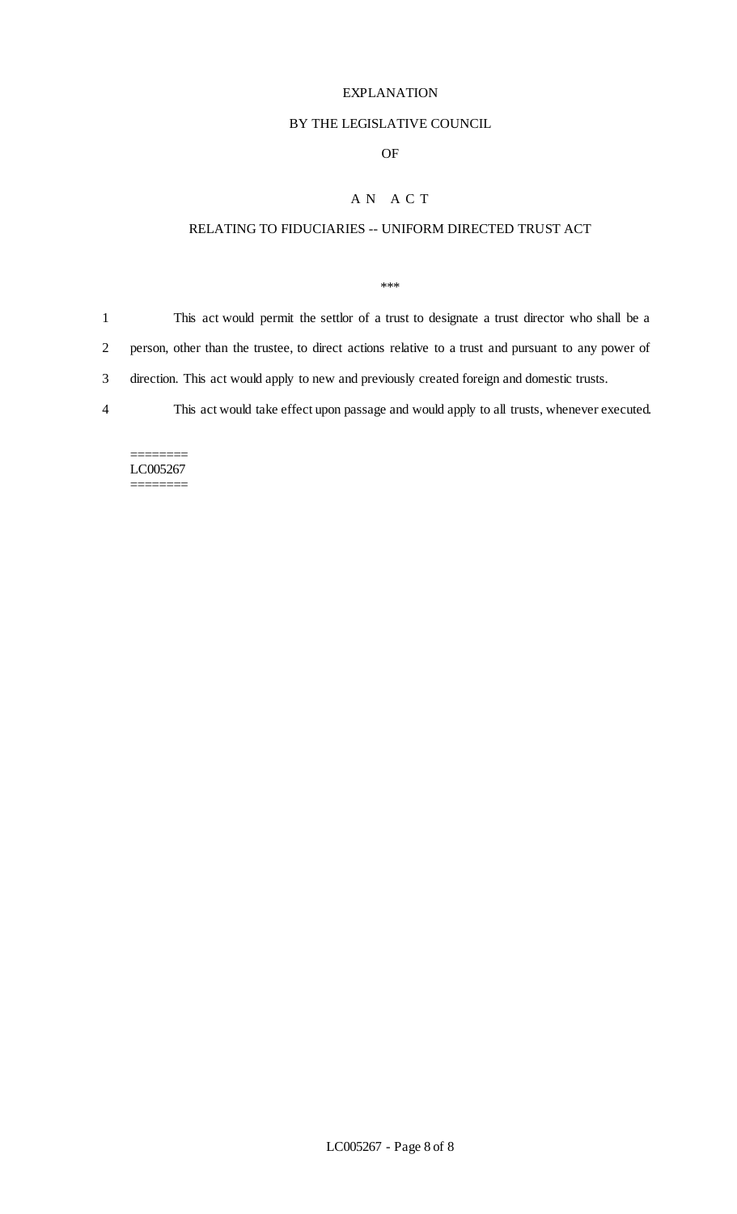EXPLANATION

BY THE LEGISLATIVE COUNCIL

OF

# A N A C T

## RELATING TO FIDUCIARIES -- UNIFORM DIRECTED TRUST ACT

\*\*\*

This act would permit the settlor of a trust to designate a trust director who shall be a person, other than the trustee, to direct actions relative to a trust and pursuant to any power of direction. This act would apply to new and previously created foreign and domestic trusts.

This act would take effect upon passage and would apply to all trusts, whenever executed.

========
LC005267
========